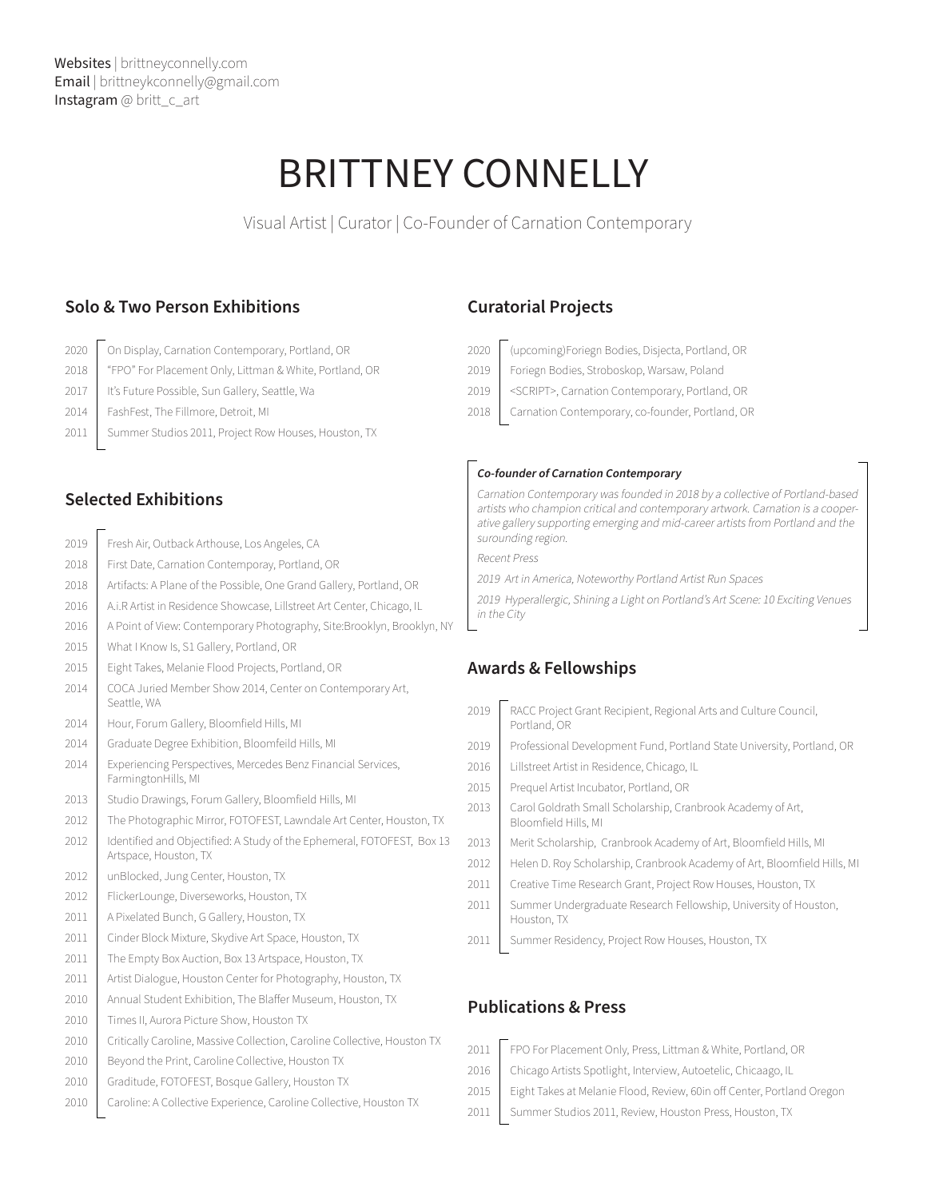**Websites** | brittneyconnelly.com
**Email** | brittneykconnelly@gmail.com
**Instagram** @ britt_c_art

# BRITTNEY CONNELLY

Visual Artist | Curator | Co-Founder of Carnation Contemporary

## Solo & Two Person Exhibitions

- 2020 On Display, Carnation Contemporary, Portland, OR
- 2018 "FPO" For Placement Only, Littman & White, Portland, OR
- 2017 It's Future Possible, Sun Gallery, Seattle, Wa
- 2014 FashFest, The Fillmore, Detroit, MI
- 2011 Summer Studios 2011, Project Row Houses, Houston, TX

## Selected Exhibitions

- 2019 Fresh Air, Outback Arthouse, Los Angeles, CA
- 2018 First Date, Carnation Contemporay, Portland, OR
- 2018 Artifacts: A Plane of the Possible, One Grand Gallery, Portland, OR
- 2016 A.i.R Artist in Residence Showcase, Lillstreet Art Center, Chicago, IL
- 2016 A Point of View: Contemporary Photography, Site:Brooklyn, Brooklyn, NY
- 2015 What I Know Is, S1 Gallery, Portland, OR
- 2015 Eight Takes, Melanie Flood Projects, Portland, OR
- 2014 COCA Juried Member Show 2014, Center on Contemporary Art, Seattle, WA
- 2014 Hour, Forum Gallery, Bloomfield Hills, MI
- 2014 Graduate Degree Exhibition, Bloomfeild Hills, MI
- 2014 Experiencing Perspectives, Mercedes Benz Financial Services, FarmingtonHills, MI
- 2013 Studio Drawings, Forum Gallery, Bloomfield Hills, MI
- 2012 The Photographic Mirror, FOTOFEST, Lawndale Art Center, Houston, TX
- 2012 Identified and Objectified: A Study of the Ephemeral, FOTOFEST, Box 13 Artspace, Houston, TX
- 2012 unBlocked, Jung Center, Houston, TX
- 2012 FlickerLounge, Diverseworks, Houston, TX
- 2011 A Pixelated Bunch, G Gallery, Houston, TX
- 2011 Cinder Block Mixture, Skydive Art Space, Houston, TX
- 2011 The Empty Box Auction, Box 13 Artspace, Houston, TX
- 2011 Artist Dialogue, Houston Center for Photography, Houston, TX
- 2010 Annual Student Exhibition, The Blaffer Museum, Houston, TX
- 2010 Times II, Aurora Picture Show, Houston TX
- 2010 Critically Caroline, Massive Collection, Caroline Collective, Houston TX
- 2010 Beyond the Print, Caroline Collective, Houston TX
- 2010 Graditude, FOTOFEST, Bosque Gallery, Houston TX
- 2010 Caroline: A Collective Experience, Caroline Collective, Houston TX

## Curatorial Projects

- 2020 (upcoming)Foriegn Bodies, Disjecta, Portland, OR
- 2019 Foriegn Bodies, Stroboskop, Warsaw, Poland
- 2019 <SCRIPT>, Carnation Contemporary, Portland, OR
- 2018 Carnation Contemporary, co-founder, Portland, OR

***Co-founder of Carnation Contemporary***

*Carnation Contemporary was founded in 2018 by a collective of Portland-based artists who champion critical and contemporary artwork. Carnation is a cooperative gallery supporting emerging and mid-career artists from Portland and the surounding region.*

*Recent Press*

*2019 Art in America, Noteworthy Portland Artist Run Spaces*

*2019 Hyperallergic, Shining a Light on Portland's Art Scene: 10 Exciting Venues in the City*

## Awards & Fellowships

- 2019 RACC Project Grant Recipient, Regional Arts and Culture Council, Portland, OR
- 2019 Professional Development Fund, Portland State University, Portland, OR
- 2016 Lillstreet Artist in Residence, Chicago, IL
- 2015 Prequel Artist Incubator, Portland, OR
- 2013 Carol Goldrath Small Scholarship, Cranbrook Academy of Art, Bloomfield Hills, MI
- 2013 Merit Scholarship, Cranbrook Academy of Art, Bloomfield Hills, MI
- 2012 Helen D. Roy Scholarship, Cranbrook Academy of Art, Bloomfield Hills, MI
- 2011 Creative Time Research Grant, Project Row Houses, Houston, TX
- 2011 Summer Undergraduate Research Fellowship, University of Houston, Houston, TX
- 2011 Summer Residency, Project Row Houses, Houston, TX

## Publications & Press

- 2011 FPO For Placement Only, Press, Littman & White, Portland, OR
- 2016 Chicago Artists Spotlight, Interview, Autoetelic, Chicaago, IL
- 2015 Eight Takes at Melanie Flood, Review, 60in off Center, Portland Oregon
- 2011 Summer Studios 2011, Review, Houston Press, Houston, TX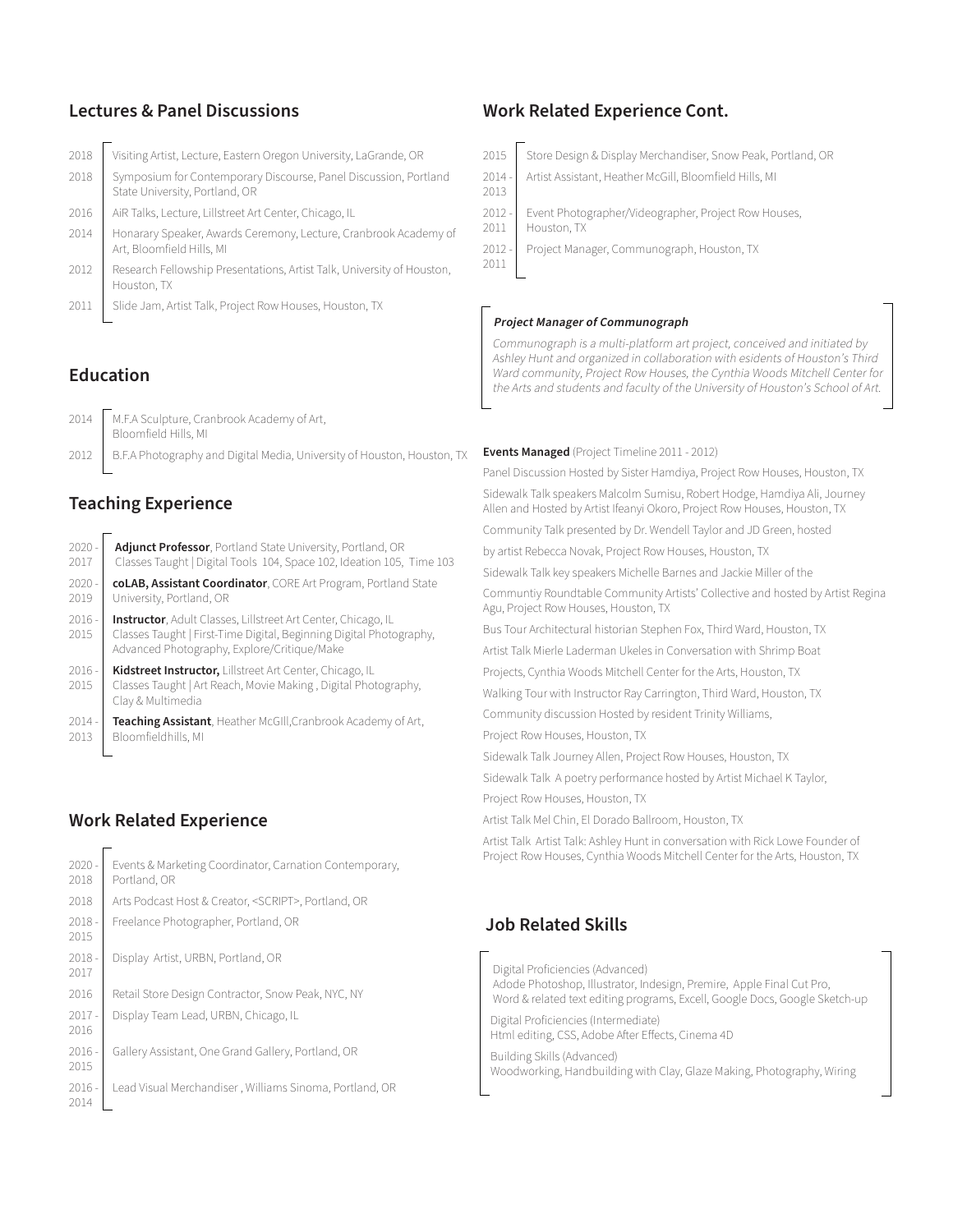## Lectures & Panel Discussions

- 2018 — Visiting Artist, Lecture, Eastern Oregon University, LaGrande, OR
- 2018 — Symposium for Contemporary Discourse, Panel Discussion, Portland State University, Portland, OR
- 2016 — AiR Talks, Lecture, Lillstreet Art Center, Chicago, IL
- 2014 — Honarary Speaker, Awards Ceremony, Lecture, Cranbrook Academy of Art, Bloomfield Hills, MI
- 2012 — Research Fellowship Presentations, Artist Talk, University of Houston, Houston, TX
- 2011 — Slide Jam, Artist Talk, Project Row Houses, Houston, TX

## Education

- 2014 — M.F.A Sculpture, Cranbrook Academy of Art, Bloomfield Hills, MI
- 2012 — B.F.A Photography and Digital Media, University of Houston, Houston, TX

## Teaching Experience

- 2020 - 2017 — **Adjunct Professor**, Portland State University, Portland, OR
  Classes Taught | Digital Tools 104, Space 102, Ideation 105, Time 103
- 2020 - 2019 — **coLAB, Assistant Coordinator**, CORE Art Program, Portland State University, Portland, OR
- 2016 - 2015 — **Instructor**, Adult Classes, Lillstreet Art Center, Chicago, IL
  Classes Taught | First-Time Digital, Beginning Digital Photography, Advanced Photography, Explore/Critique/Make
- 2016 - 2015 — **Kidstreet Instructor,** Lillstreet Art Center, Chicago, IL
  Classes Taught | Art Reach, Movie Making , Digital Photography, Clay & Multimedia
- 2014 - 2013 — **Teaching Assistant**, Heather McGIll,Cranbrook Academy of Art, Bloomfieldhills, MI

## Work Related Experience

- 2020 - 2018 — Events & Marketing Coordinator, Carnation Contemporary, Portland, OR
- 2018 — Arts Podcast Host & Creator, <SCRIPT>, Portland, OR
- 2018 - 2015 — Freelance Photographer, Portland, OR
- 2018 - 2017 — Display Artist, URBN, Portland, OR
- 2016 — Retail Store Design Contractor, Snow Peak, NYC, NY
- 2017 - 2016 — Display Team Lead, URBN, Chicago, IL
- 2016 - 2015 — Gallery Assistant, One Grand Gallery, Portland, OR
- 2016 - 2014 — Lead Visual Merchandiser , Williams Sinoma, Portland, OR

## Work Related Experience Cont.

- 2015 — Store Design & Display Merchandiser, Snow Peak, Portland, OR
- 2014 - 2013 — Artist Assistant, Heather McGill, Bloomfield Hills, MI
- 2012 - 2011 — Event Photographer/Videographer, Project Row Houses, Houston, TX
- 2012 - 2011 — Project Manager, Communograph, Houston, TX

***Project Manager of Communograph***

*Communograph is a multi-platform art project, conceived and initiated by Ashley Hunt and organized in collaboration with esidents of Houston's Third Ward community, Project Row Houses, the Cynthia Woods Mitchell Center for the Arts and students and faculty of the University of Houston's School of Art.*

**Events Managed** (Project Timeline 2011 - 2012)

Panel Discussion Hosted by Sister Hamdiya, Project Row Houses, Houston, TX

Sidewalk Talk speakers Malcolm Sumisu, Robert Hodge, Hamdiya Ali, Journey Allen and Hosted by Artist Ifeanyi Okoro, Project Row Houses, Houston, TX

Community Talk presented by Dr. Wendell Taylor and JD Green, hosted by artist Rebecca Novak, Project Row Houses, Houston, TX

Sidewalk Talk key speakers Michelle Barnes and Jackie Miller of the Communtiy Roundtable Community Artists' Collective and hosted by Artist Regina Agu, Project Row Houses, Houston, TX

Bus Tour Architectural historian Stephen Fox, Third Ward, Houston, TX

Artist Talk Mierle Laderman Ukeles in Conversation with Shrimp Boat Projects, Cynthia Woods Mitchell Center for the Arts, Houston, TX

Walking Tour with Instructor Ray Carrington, Third Ward, Houston, TX

Community discussion Hosted by resident Trinity Williams, Project Row Houses, Houston, TX

Sidewalk Talk Journey Allen, Project Row Houses, Houston, TX

Sidewalk Talk A poetry performance hosted by Artist Michael K Taylor, Project Row Houses, Houston, TX

Artist Talk Mel Chin, El Dorado Ballroom, Houston, TX

Artist Talk Artist Talk: Ashley Hunt in conversation with Rick Lowe Founder of Project Row Houses, Cynthia Woods Mitchell Center for the Arts, Houston, TX

## Job Related Skills

Digital Proficiencies (Advanced)
Adode Photoshop, Illustrator, Indesign, Premire, Apple Final Cut Pro, Word & related text editing programs, Excell, Google Docs, Google Sketch-up

Digital Proficiencies (Intermediate)
Html editing, CSS, Adobe After Effects, Cinema 4D

Building Skills (Advanced)
Woodworking, Handbuilding with Clay, Glaze Making, Photography, Wiring